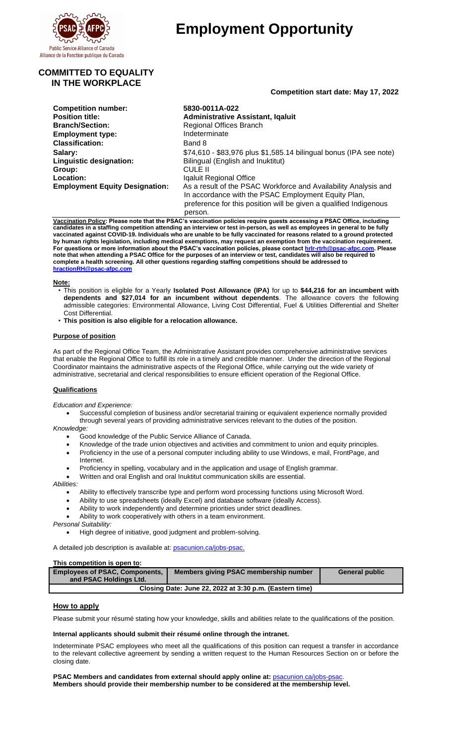Public Service Alliance of Canada
Alliance de la Fonction publique du Canada

# Employment Opportunity

## COMMITTED TO EQUALITY IN THE WORKPLACE

**Competition start date: May 17, 2022**

| | |
|---|---|
| **Competition number:** | **5830-0011A-022** |
| **Position title:** | **Administrative Assistant, Iqaluit** |
| **Branch/Section:** | Regional Offices Branch |
| **Employment type:** | Indeterminate |
| **Classification:** | Band 8 |
| **Salary:** | $74,610 - $83,976 plus $1,585.14 bilingual bonus (IPA see note) |
| **Linguistic designation:** | Bilingual (English and Inuktitut) |
| **Group:** | CULE II |
| **Location:** | Iqaluit Regional Office |
| **Employment Equity Designation:** | As a result of the PSAC Workforce and Availability Analysis and In accordance with the PSAC Employment Equity Plan, preference for this position will be given a qualified Indigenous person. |

**Vaccination Policy: Please note that the PSAC's vaccination policies require guests accessing a PSAC Office, including candidates in a staffing competition attending an interview or test in-person, as well as employees in general to be fully vaccinated against COVID-19. Individuals who are unable to be fully vaccinated for reasons related to a ground protected by human rights legislation, including medical exemptions, may request an exemption from the vaccination requirement. For questions or more information about the PSAC's vaccination policies, please contact hrlr-rtrh@psac-afpc.com. Please note that when attending a PSAC Office for the purposes of an interview or test, candidates will also be required to complete a health screening. All other questions regarding staffing competitions should be addressed to hractionRH@psac-afpc.com**

### Note:

- This position is eligible for a Yearly **Isolated Post Allowance (IPA)** for up to **$44,216 for an incumbent with dependents and $27,014 for an incumbent without dependents**. The allowance covers the following admissible categories: Environmental Allowance, Living Cost Differential, Fuel & Utilities Differential and Shelter Cost Differential.
- **This position is also eligible for a relocation allowance.**

### Purpose of position

As part of the Regional Office Team, the Administrative Assistant provides comprehensive administrative services that enable the Regional Office to fulfill its role in a timely and credible manner. Under the direction of the Regional Coordinator maintains the administrative aspects of the Regional Office, while carrying out the wide variety of administrative, secretarial and clerical responsibilities to ensure efficient operation of the Regional Office.

### Qualifications

*Education and Experience:*

- Successful completion of business and/or secretarial training or equivalent experience normally provided through several years of providing administrative services relevant to the duties of the position.

*Knowledge:*

- Good knowledge of the Public Service Alliance of Canada.
- Knowledge of the trade union objectives and activities and commitment to union and equity principles.
- Proficiency in the use of a personal computer including ability to use Windows, e mail, FrontPage, and Internet.
- Proficiency in spelling, vocabulary and in the application and usage of English grammar.
- Written and oral English and oral Inuktitut communication skills are essential.

*Abilities:*

- Ability to effectively transcribe type and perform word processing functions using Microsoft Word.
- Ability to use spreadsheets (ideally Excel) and database software (ideally Access).
- Ability to work independently and determine priorities under strict deadlines.
- Ability to work cooperatively with others in a team environment.

*Personal Suitability:*

- High degree of initiative, good judgment and problem-solving.

A detailed job description is available at: psacunion.ca/jobs-psac.

### This competition is open to:

| Employees of PSAC, Components, and PSAC Holdings Ltd. | Members giving PSAC membership number | General public |
|---|---|---|
| Closing Date: June 22, 2022 at 3:30 p.m. (Eastern time) | | |

### How to apply

Please submit your résumé stating how your knowledge, skills and abilities relate to the qualifications of the position.

**Internal applicants should submit their résumé online through the intranet.**

Indeterminate PSAC employees who meet all the qualifications of this position can request a transfer in accordance to the relevant collective agreement by sending a written request to the Human Resources Section on or before the closing date.

**PSAC Members and candidates from external should apply online at:** psacunion.ca/jobs-psac.
**Members should provide their membership number to be considered at the membership level.**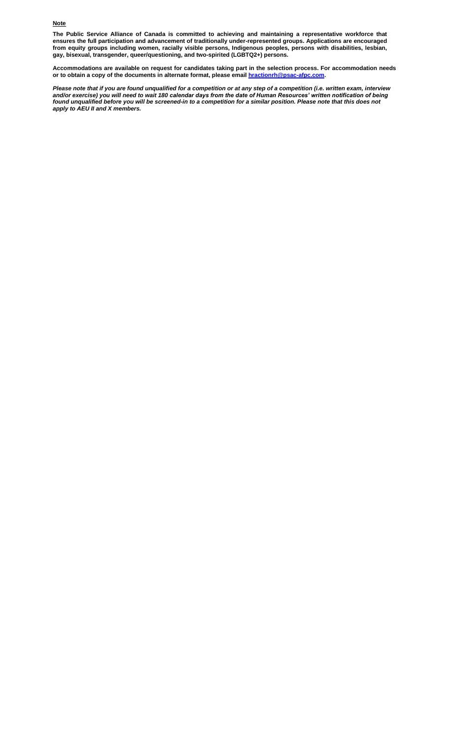**Note**

**The Public Service Alliance of Canada is committed to achieving and maintaining a representative workforce that ensures the full participation and advancement of traditionally under-represented groups. Applications are encouraged from equity groups including women, racially visible persons, Indigenous peoples, persons with disabilities, lesbian, gay, bisexual, transgender, queer/questioning, and two-spirited (LGBTQ2+) persons.**

**Accommodations are available on request for candidates taking part in the selection process. For accommodation needs or to obtain a copy of the documents in alternate format, please email hractionrh@psac-afpc.com.**

***Please note that if you are found unqualified for a competition or at any step of a competition (i.e. written exam, interview and/or exercise) you will need to wait 180 calendar days from the date of Human Resources' written notification of being found unqualified before you will be screened-in to a competition for a similar position. Please note that this does not apply to AEU II and X members.***